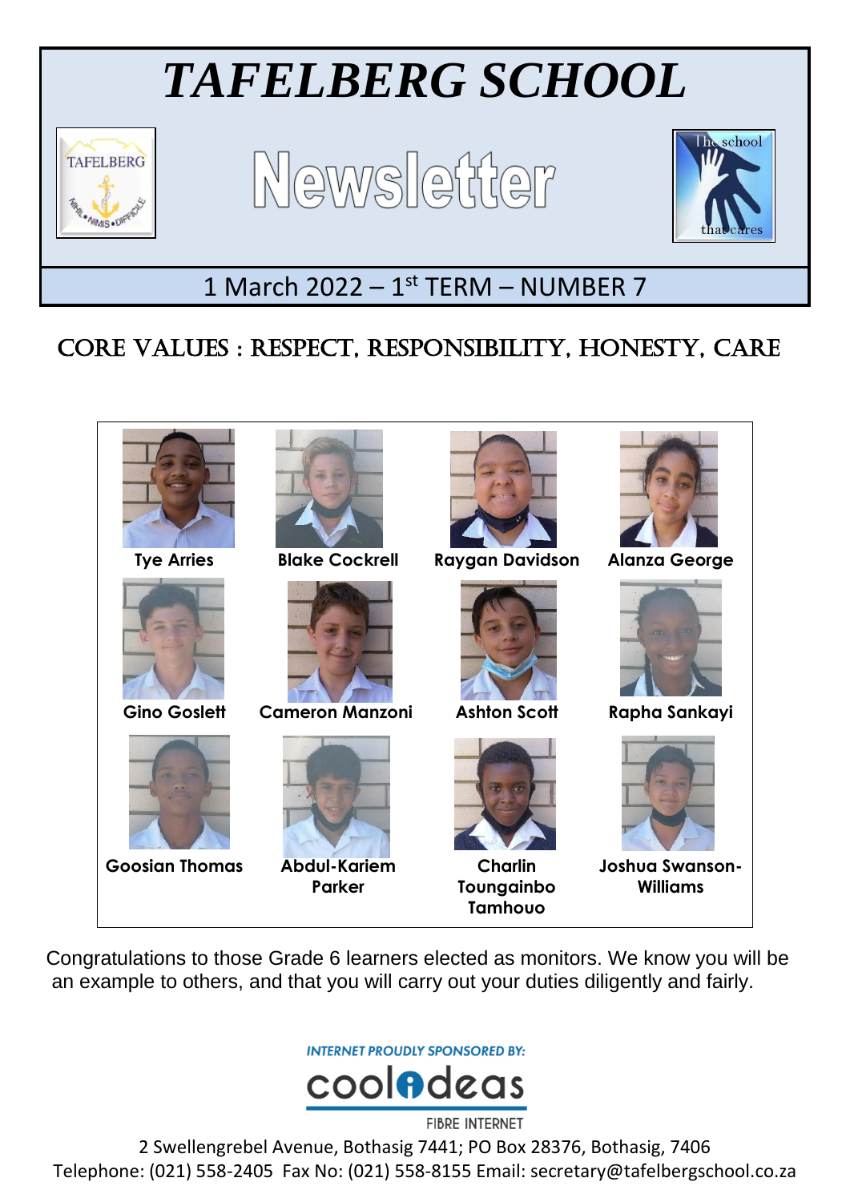# *TAFELBERG SCHOOL*

## Newsletter

1 March 2022 – 1st TERM – NUMBER 7

## CORE VALUES : RESPECT, RESPONSIBILITY, HONESTY, CARE

| | | | |
|---|---|---|---|
| **Tye Arries** | **Blake Cockrell** | **Raygan Davidson** | **Alanza George** |
| **Gino Goslett** | **Cameron Manzoni** | **Ashton Scott** | **Rapha Sankayi** |
| **Goosian Thomas** | **Abdul-Kariem Parker** | **Charlin Toungainbo Tamhouo** | **Joshua Swanson-Williams** |

Congratulations to those Grade 6 learners elected as monitors. We know you will be an example to others, and that you will carry out your duties diligently and fairly.

INTERNET PROUDLY SPONSORED BY: coolideas FIBRE INTERNET

2 Swellengrebel Avenue, Bothasig 7441; PO Box 28376, Bothasig, 7406
Telephone: (021) 558-2405 Fax No: (021) 558-8155 Email: secretary@tafelbergschool.co.za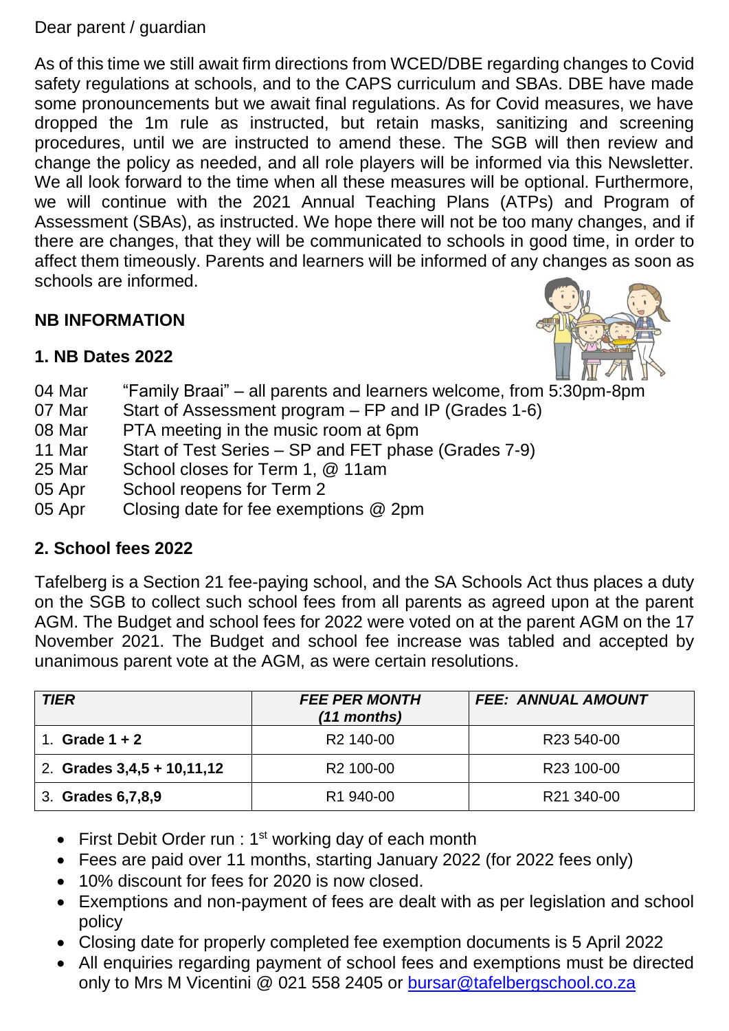Dear parent / guardian

As of this time we still await firm directions from WCED/DBE regarding changes to Covid safety regulations at schools, and to the CAPS curriculum and SBAs. DBE have made some pronouncements but we await final regulations. As for Covid measures, we have dropped the 1m rule as instructed, but retain masks, sanitizing and screening procedures, until we are instructed to amend these. The SGB will then review and change the policy as needed, and all role players will be informed via this Newsletter. We all look forward to the time when all these measures will be optional. Furthermore, we will continue with the 2021 Annual Teaching Plans (ATPs) and Program of Assessment (SBAs), as instructed. We hope there will not be too many changes, and if there are changes, that they will be communicated to schools in good time, in order to affect them timeously. Parents and learners will be informed of any changes as soon as schools are informed.

## NB INFORMATION

### 1. NB Dates 2022

| | |
|---|---|
| 04 Mar | "Family Braai" – all parents and learners welcome, from 5:30pm-8pm |
| 07 Mar | Start of Assessment program – FP and IP (Grades 1-6) |
| 08 Mar | PTA meeting in the music room at 6pm |
| 11 Mar | Start of Test Series – SP and FET phase (Grades 7-9) |
| 25 Mar | School closes for Term 1, @ 11am |
| 05 Apr | School reopens for Term 2 |
| 05 Apr | Closing date for fee exemptions @ 2pm |

### 2. School fees 2022

Tafelberg is a Section 21 fee-paying school, and the SA Schools Act thus places a duty on the SGB to collect such school fees from all parents as agreed upon at the parent AGM. The Budget and school fees for 2022 were voted on at the parent AGM on the 17 November 2021. The Budget and school fee increase was tabled and accepted by unanimous parent vote at the AGM, as were certain resolutions.

| *TIER* | *FEE PER MONTH (11 months)* | *FEE: ANNUAL AMOUNT* |
|---|---|---|
| 1. **Grade 1 + 2** | R2 140-00 | R23 540-00 |
| 2. **Grades 3,4,5 + 10,11,12** | R2 100-00 | R23 100-00 |
| 3. **Grades 6,7,8,9** | R1 940-00 | R21 340-00 |

- First Debit Order run : 1st working day of each month
- Fees are paid over 11 months, starting January 2022 (for 2022 fees only)
- 10% discount for fees for 2020 is now closed.
- Exemptions and non-payment of fees are dealt with as per legislation and school policy
- Closing date for properly completed fee exemption documents is 5 April 2022
- All enquiries regarding payment of school fees and exemptions must be directed only to Mrs M Vicentini @ 021 558 2405 or bursar@tafelbergschool.co.za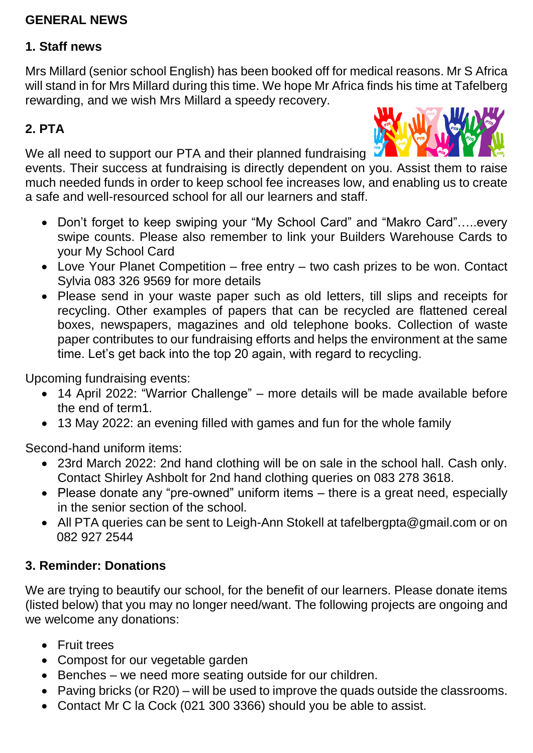# GENERAL NEWS

## 1. Staff news

Mrs Millard (senior school English) has been booked off for medical reasons. Mr S Africa will stand in for Mrs Millard during this time. We hope Mr Africa finds his time at Tafelberg rewarding, and we wish Mrs Millard a speedy recovery.

## 2. PTA

We all need to support our PTA and their planned fundraising events. Their success at fundraising is directly dependent on you. Assist them to raise much needed funds in order to keep school fee increases low, and enabling us to create a safe and well-resourced school for all our learners and staff.

- Don't forget to keep swiping your "My School Card" and "Makro Card"…..every swipe counts. Please also remember to link your Builders Warehouse Cards to your My School Card
- Love Your Planet Competition – free entry – two cash prizes to be won. Contact Sylvia 083 326 9569 for more details
- Please send in your waste paper such as old letters, till slips and receipts for recycling. Other examples of papers that can be recycled are flattened cereal boxes, newspapers, magazines and old telephone books. Collection of waste paper contributes to our fundraising efforts and helps the environment at the same time. Let's get back into the top 20 again, with regard to recycling.

Upcoming fundraising events:

- 14 April 2022: "Warrior Challenge" – more details will be made available before the end of term1.
- 13 May 2022: an evening filled with games and fun for the whole family

Second-hand uniform items:

- 23rd March 2022: 2nd hand clothing will be on sale in the school hall. Cash only. Contact Shirley Ashbolt for 2nd hand clothing queries on 083 278 3618.
- Please donate any "pre-owned" uniform items – there is a great need, especially in the senior section of the school.
- All PTA queries can be sent to Leigh-Ann Stokell at tafelbergpta@gmail.com or on 082 927 2544

## 3. Reminder: Donations

We are trying to beautify our school, for the benefit of our learners. Please donate items (listed below) that you may no longer need/want. The following projects are ongoing and we welcome any donations:

- Fruit trees
- Compost for our vegetable garden
- Benches – we need more seating outside for our children.
- Paving bricks (or R20) – will be used to improve the quads outside the classrooms.
- Contact Mr C la Cock (021 300 3366) should you be able to assist.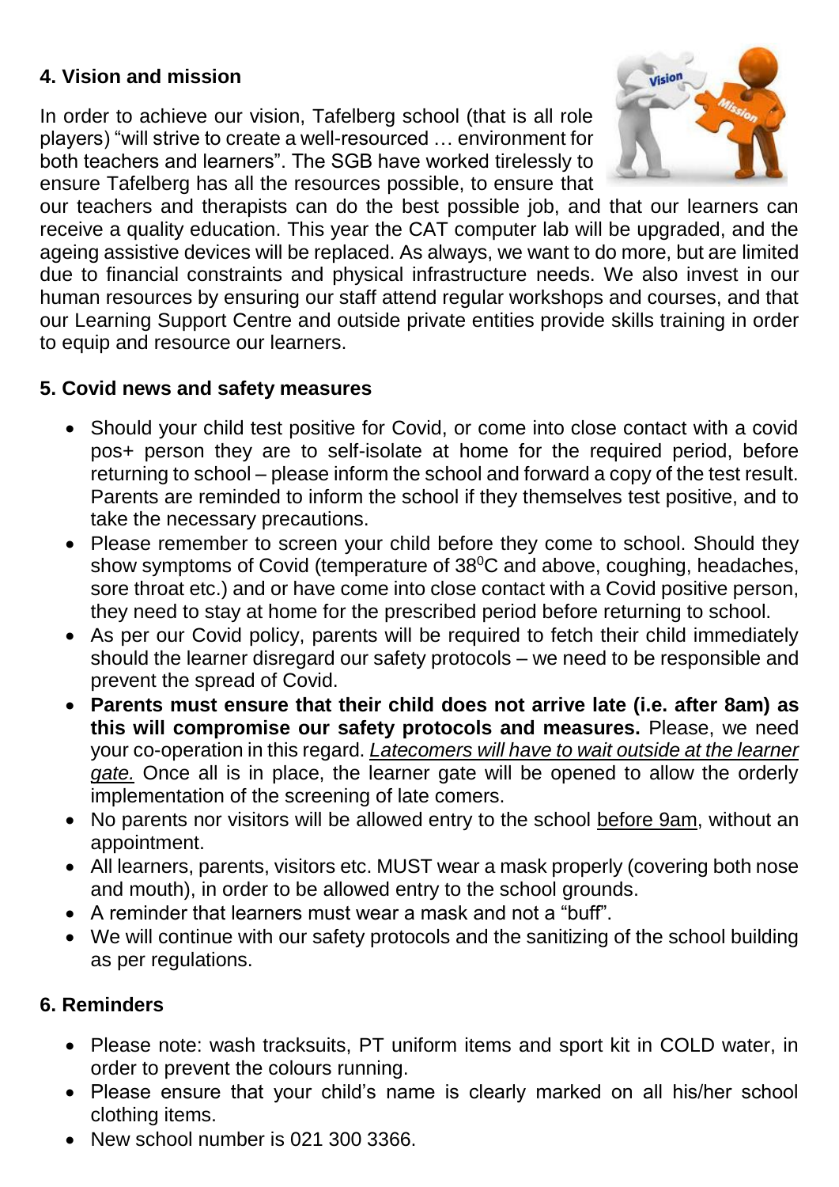## 4. Vision and mission

In order to achieve our vision, Tafelberg school (that is all role players) "will strive to create a well-resourced … environment for both teachers and learners". The SGB have worked tirelessly to ensure Tafelberg has all the resources possible, to ensure that our teachers and therapists can do the best possible job, and that our learners can receive a quality education. This year the CAT computer lab will be upgraded, and the ageing assistive devices will be replaced. As always, we want to do more, but are limited due to financial constraints and physical infrastructure needs. We also invest in our human resources by ensuring our staff attend regular workshops and courses, and that our Learning Support Centre and outside private entities provide skills training in order to equip and resource our learners.

## 5. Covid news and safety measures

- Should your child test positive for Covid, or come into close contact with a covid pos+ person they are to self-isolate at home for the required period, before returning to school – please inform the school and forward a copy of the test result. Parents are reminded to inform the school if they themselves test positive, and to take the necessary precautions.
- Please remember to screen your child before they come to school. Should they show symptoms of Covid (temperature of $38^0$C and above, coughing, headaches, sore throat etc.) and or have come into close contact with a Covid positive person, they need to stay at home for the prescribed period before returning to school.
- As per our Covid policy, parents will be required to fetch their child immediately should the learner disregard our safety protocols – we need to be responsible and prevent the spread of Covid.
- **Parents must ensure that their child does not arrive late (i.e. after 8am) as this will compromise our safety protocols and measures.** Please, we need your co-operation in this regard. *Latecomers will have to wait outside at the learner gate.* Once all is in place, the learner gate will be opened to allow the orderly implementation of the screening of late comers.
- No parents nor visitors will be allowed entry to the school before 9am, without an appointment.
- All learners, parents, visitors etc. MUST wear a mask properly (covering both nose and mouth), in order to be allowed entry to the school grounds.
- A reminder that learners must wear a mask and not a "buff".
- We will continue with our safety protocols and the sanitizing of the school building as per regulations.

## 6. Reminders

- Please note: wash tracksuits, PT uniform items and sport kit in COLD water, in order to prevent the colours running.
- Please ensure that your child's name is clearly marked on all his/her school clothing items.
- New school number is 021 300 3366.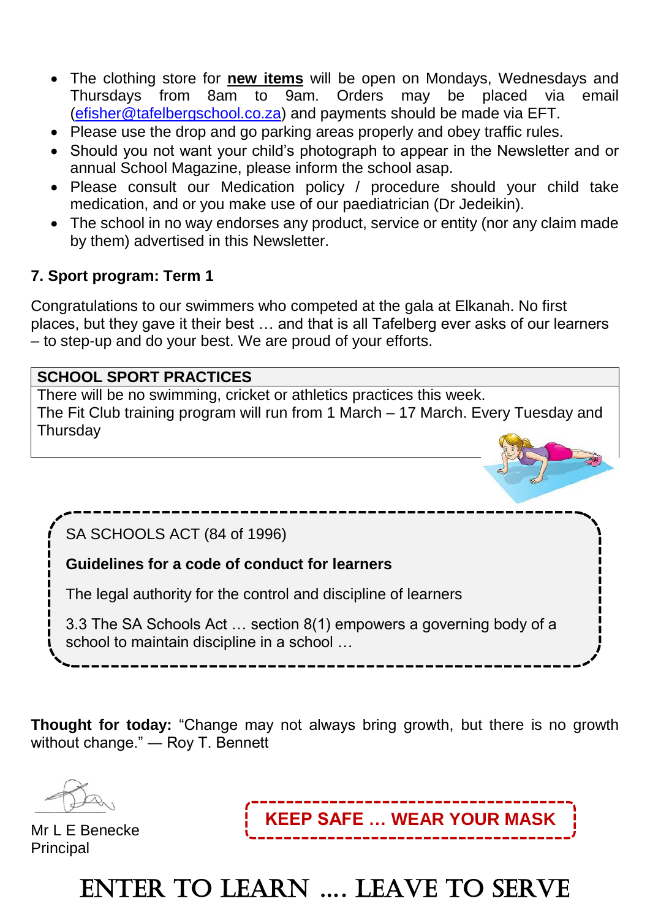- The clothing store for **new items** will be open on Mondays, Wednesdays and Thursdays from 8am to 9am. Orders may be placed via email (efisher@tafelbergschool.co.za) and payments should be made via EFT.
- Please use the drop and go parking areas properly and obey traffic rules.
- Should you not want your child's photograph to appear in the Newsletter and or annual School Magazine, please inform the school asap.
- Please consult our Medication policy / procedure should your child take medication, and or you make use of our paediatrician (Dr Jedeikin).
- The school in no way endorses any product, service or entity (nor any claim made by them) advertised in this Newsletter.

## 7. Sport program: Term 1

Congratulations to our swimmers who competed at the gala at Elkanah. No first places, but they gave it their best … and that is all Tafelberg ever asks of our learners – to step-up and do your best. We are proud of your efforts.

**SCHOOL SPORT PRACTICES**

There will be no swimming, cricket or athletics practices this week.
The Fit Club training program will run from 1 March – 17 March. Every Tuesday and Thursday

SA SCHOOLS ACT (84 of 1996)

**Guidelines for a code of conduct for learners**

The legal authority for the control and discipline of learners

3.3 The SA Schools Act … section 8(1) empowers a governing body of a school to maintain discipline in a school …

**Thought for today:** "Change may not always bring growth, but there is no growth without change." — Roy T. Bennett

Mr L E Benecke
Principal

**KEEP SAFE … WEAR YOUR MASK**

ENTER TO LEARN …. LEAVE TO SERVE